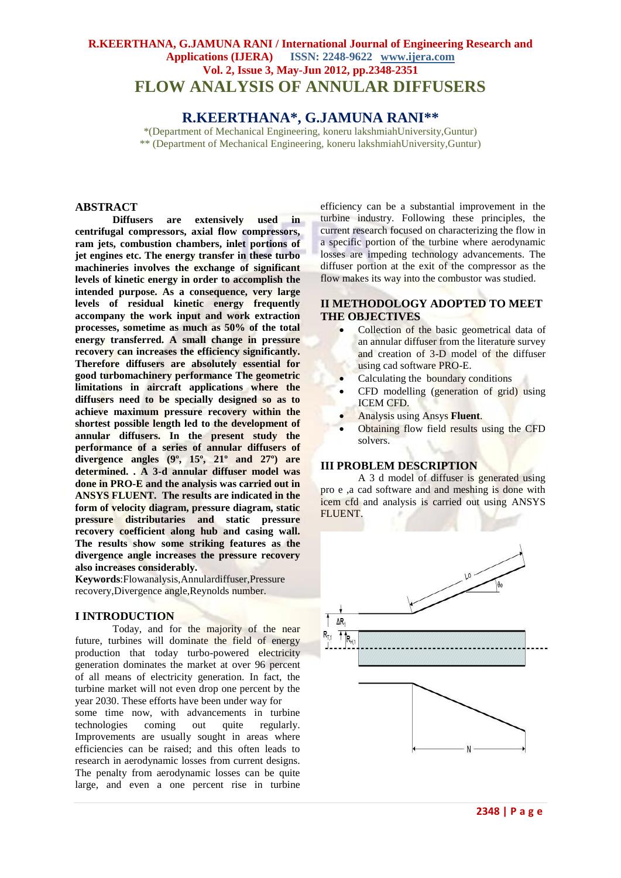# FLOW ANALYSIS OF ANNULAR DIFFUSERS

## R.KEERTHANA*, G.JAMUNA RANI**

*(Department of Mechanical Engineering, koneru lakshmiahUniversity,Guntur)
** (Department of Mechanical Engineering, koneru lakshmiahUniversity,Guntur)

## ABSTRACT

**Diffusers are extensively used in centrifugal compressors, axial flow compressors, ram jets, combustion chambers, inlet portions of jet engines etc. The energy transfer in these turbo machineries involves the exchange of significant levels of kinetic energy in order to accomplish the intended purpose. As a consequence, very large levels of residual kinetic energy frequently accompany the work input and work extraction processes, sometime as much as 50% of the total energy transferred. A small change in pressure recovery can increases the efficiency significantly. Therefore diffusers are absolutely essential for good turbomachinery performance The geometric limitations in aircraft applications where the diffusers need to be specially designed so as to achieve maximum pressure recovery within the shortest possible length led to the development of annular diffusers. In the present study the performance of a series of annular diffusers of divergence angles (9º, 15º, 21º and 27º) are determined. . A 3-d annular diffuser model was done in PRO-E and the analysis was carried out in ANSYS FLUENT. The results are indicated in the form of velocity diagram, pressure diagram, static pressure distributaries and static pressure recovery coefficient along hub and casing wall. The results show some striking features as the divergence angle increases the pressure recovery also increases considerably.**

**Keywords**:Flowanalysis,Annulardiffuser,Pressure recovery,Divergence angle,Reynolds number.

## I INTRODUCTION

Today, and for the majority of the near future, turbines will dominate the field of energy production that today turbo-powered electricity generation dominates the market at over 96 percent of all means of electricity generation. In fact, the turbine market will not even drop one percent by the year 2030. These efforts have been under way for some time now, with advancements in turbine technologies coming out quite regularly. Improvements are usually sought in areas where efficiencies can be raised; and this often leads to research in aerodynamic losses from current designs. The penalty from aerodynamic losses can be quite large, and even a one percent rise in turbine efficiency can be a substantial improvement in the turbine industry. Following these principles, the current research focused on characterizing the flow in a specific portion of the turbine where aerodynamic losses are impeding technology advancements. The diffuser portion at the exit of the compressor as the flow makes its way into the combustor was studied.

## II METHODOLOGY ADOPTED TO MEET THE OBJECTIVES

- Collection of the basic geometrical data of an annular diffuser from the literature survey and creation of 3-D model of the diffuser using cad software PRO-E.
- Calculating the boundary conditions
- CFD modelling (generation of grid) using ICEM CFD.
- Analysis using Ansys **Fluent**.
- Obtaining flow field results using the CFD solvers.

## III PROBLEM DESCRIPTION

A 3 d model of diffuser is generated using pro e ,a cad software and and meshing is done with icem cfd and analysis is carried out using ANSYS FLUENT.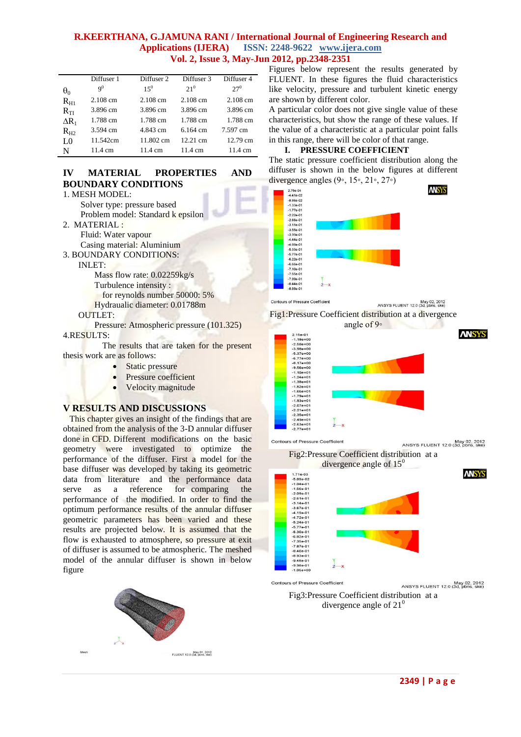| | Diffuser 1 | Diffuser 2 | Diffuser 3 | Diffuser 4 |
|---|---|---|---|---|
| $\theta_0$ | $9^0$ | $15^0$ | $21^0$ | $27^0$ |
| $R_{H1}$ | 2.108 cm | 2.108 cm | 2.108 cm | 2.108 cm |
| $R_{TI}$ | 3.896 cm | 3.896 cm | 3.896 cm | 3.896 cm |
| $\Delta R_1$ | 1.788 cm | 1.788 cm | 1.788 cm | 1.788 cm |
| $R_{H2}$ | 3.594 cm | 4.843 cm | 6.164 cm | 7.597 cm |
| L0 | 11.542cm | 11.802 cm | 12.21 cm | 12.79 cm |
| N | 11.4 cm | 11.4 cm | 11.4 cm | 11.4 cm |

## IV MATERIAL PROPERTIES AND BOUNDARY CONDITIONS

1. MESH MODEL:

   Solver type: pressure based

   Problem model: Standard k epsilon

2. MATERIAL :

   Fluid: Water vapour

   Casing material: Aluminium

3. BOUNDARY CONDITIONS:

   INLET:

   Mass flow rate: 0.02259kg/s

   Turbulence intensity :

   for reynolds number 50000: 5%

   Hydraualic diameter: 0.01788m

   OUTLET:

   Pressure: Atmospheric pressure (101.325)

4.RESULTS:

The results that are taken for the present thesis work are as follows:

- Static pressure
- Pressure coefficient
- Velocity magnitude

## V RESULTS AND DISCUSSIONS

This chapter gives an insight of the findings that are obtained from the analysis of the 3-D annular diffuser done in CFD. Different modifications on the basic geometry were investigated to optimize the performance of the diffuser. First a model for the base diffuser was developed by taking its geometric data from literature and the performance data serve as a reference for comparing the performance of the modified. In order to find the optimum performance results of the annular diffuser geometric parameters has been varied and these results are projected below. It is assumed that the flow is exhausted to atmosphere, so pressure at exit of diffuser is assumed to be atmospheric. The meshed model of the annular diffuser is shown in below figure

Figures below represent the results generated by FLUENT. In these figures the fluid characteristics like velocity, pressure and turbulent kinetic energy are shown by different color.

A particular color does not give single value of these characteristics, but show the range of these values. If the value of a characteristic at a particular point falls in this range, there will be color of that range.

### I. PRESSURE COEFFICIENT

The static pressure coefficient distribution along the diffuser is shown in the below figures at different divergence angles (9◦, 15◦, 21◦, 27◦)

Fig1:Pressure Coefficient distribution at a divergence angle of 9◦

Fig2:Pressure Coefficient distribution at a divergence angle of $15^0$

Fig3:Pressure Coefficient distribution at a divergence angle of $21^0$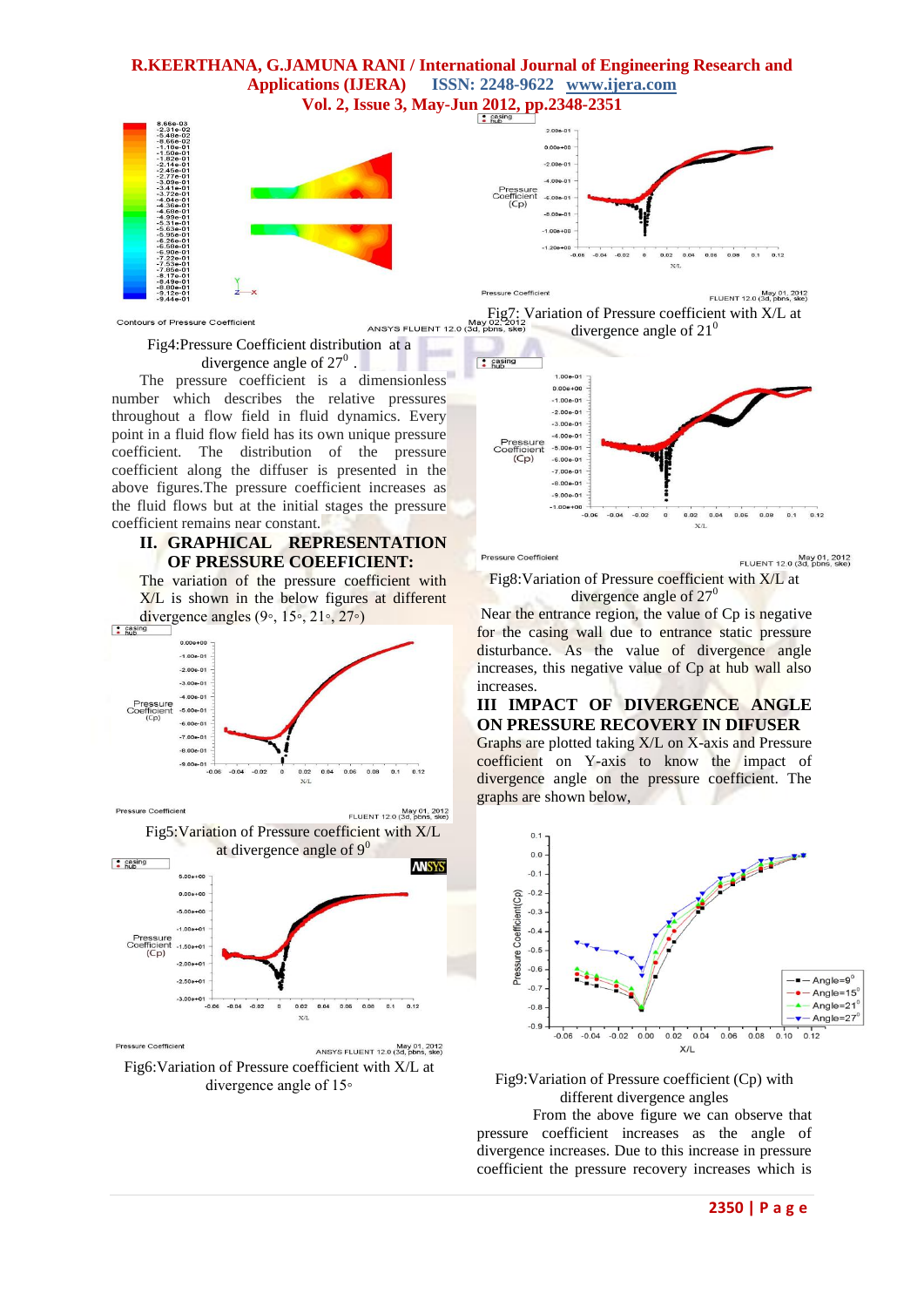Fig4:Pressure Coefficient distribution at a divergence angle of $27^0$.

The pressure coefficient is a dimensionless number which describes the relative pressures throughout a flow field in fluid dynamics. Every point in a fluid flow field has its own unique pressure coefficient. The distribution of the pressure coefficient along the diffuser is presented in the above figures.The pressure coefficient increases as the fluid flows but at the initial stages the pressure coefficient remains near constant.

## II. GRAPHICAL REPRESENTATION OF PRESSURE COEEFICIENT:

The variation of the pressure coefficient with X/L is shown in the below figures at different divergence angles (9◦, 15◦, 21◦, 27◦)

Fig5:Variation of Pressure coefficient with X/L at divergence angle of $9^0$

Fig6:Variation of Pressure coefficient with X/L at divergence angle of 15◦

Fig7: Variation of Pressure coefficient with X/L at divergence angle of $21^0$

Fig8:Variation of Pressure coefficient with X/L at divergence angle of $27^0$

Near the entrance region, the value of Cp is negative for the casing wall due to entrance static pressure disturbance. As the value of divergence angle increases, this negative value of Cp at hub wall also increases.

## III IMPACT OF DIVERGENCE ANGLE ON PRESSURE RECOVERY IN DIFUSER

Graphs are plotted taking X/L on X-axis and Pressure coefficient on Y-axis to know the impact of divergence angle on the pressure coefficient. The graphs are shown below,

Fig9:Variation of Pressure coefficient (Cp) with different divergence angles

From the above figure we can observe that pressure coefficient increases as the angle of divergence increases. Due to this increase in pressure coefficient the pressure recovery increases which is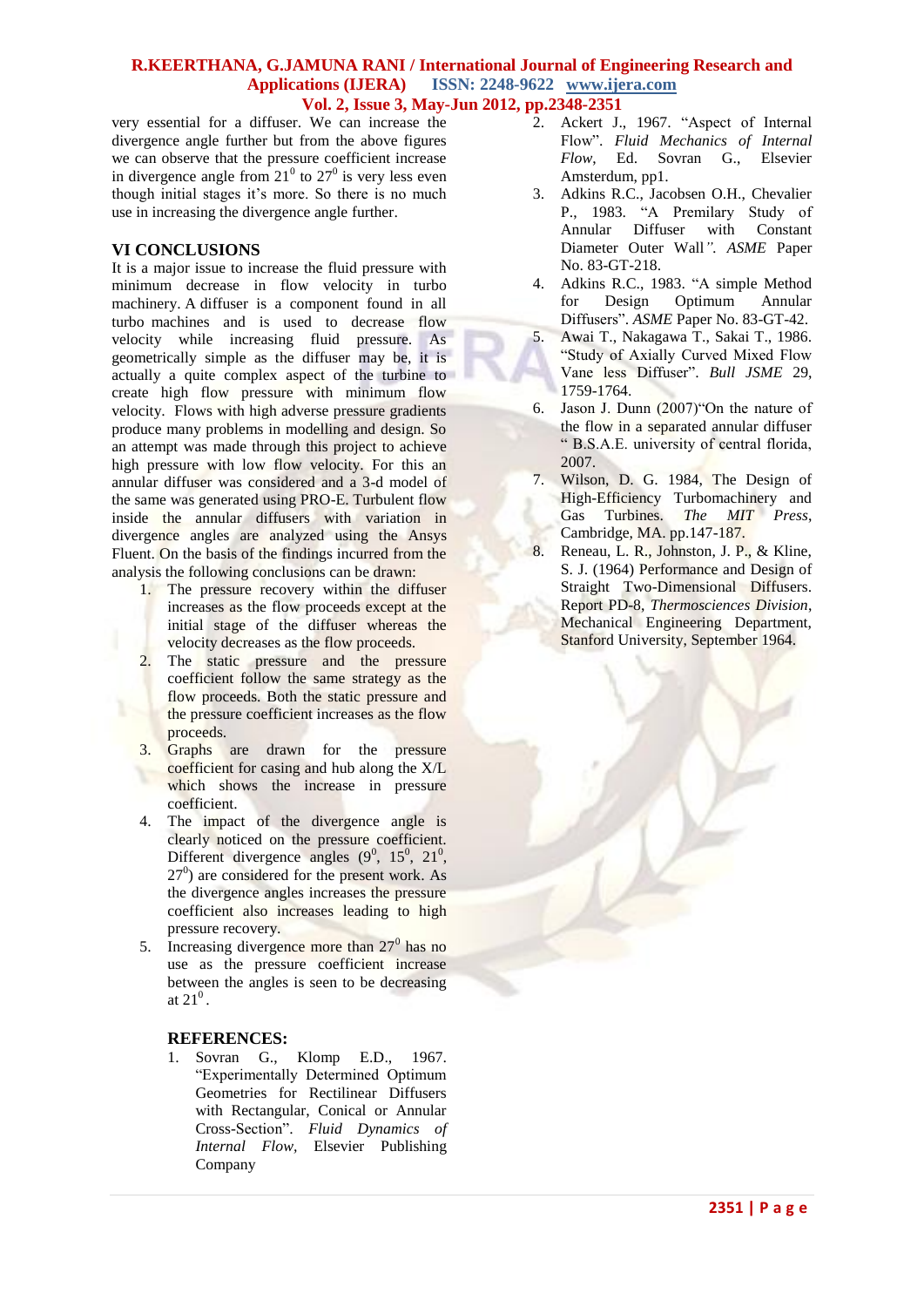very essential for a diffuser. We can increase the divergence angle further but from the above figures we can observe that the pressure coefficient increase in divergence angle from $21^0$ to $27^0$ is very less even though initial stages it's more. So there is no much use in increasing the divergence angle further.

## VI CONCLUSIONS

It is a major issue to increase the fluid pressure with minimum decrease in flow velocity in turbo machinery. A diffuser is a component found in all turbo machines and is used to decrease flow velocity while increasing fluid pressure. As geometrically simple as the diffuser may be, it is actually a quite complex aspect of the turbine to create high flow pressure with minimum flow velocity. Flows with high adverse pressure gradients produce many problems in modelling and design. So an attempt was made through this project to achieve high pressure with low flow velocity. For this an annular diffuser was considered and a 3-d model of the same was generated using PRO-E. Turbulent flow inside the annular diffusers with variation in divergence angles are analyzed using the Ansys Fluent. On the basis of the findings incurred from the analysis the following conclusions can be drawn:

1. The pressure recovery within the diffuser increases as the flow proceeds except at the initial stage of the diffuser whereas the velocity decreases as the flow proceeds.
2. The static pressure and the pressure coefficient follow the same strategy as the flow proceeds. Both the static pressure and the pressure coefficient increases as the flow proceeds.
3. Graphs are drawn for the pressure coefficient for casing and hub along the X/L which shows the increase in pressure coefficient.
4. The impact of the divergence angle is clearly noticed on the pressure coefficient. Different divergence angles ($9^0$, $15^0$, $21^0$, $27^0$) are considered for the present work. As the divergence angles increases the pressure coefficient also increases leading to high pressure recovery.
5. Increasing divergence more than $27^0$ has no use as the pressure coefficient increase between the angles is seen to be decreasing at $21^0$.

### REFERENCES:

1. Sovran G., Klomp E.D., 1967. "Experimentally Determined Optimum Geometries for Rectilinear Diffusers with Rectangular, Conical or Annular Cross-Section". *Fluid Dynamics of Internal Flow*, Elsevier Publishing Company
2. Ackert J., 1967. "Aspect of Internal Flow". *Fluid Mechanics of Internal Flow*, Ed. Sovran G., Elsevier Amsterdum, pp1.
3. Adkins R.C., Jacobsen O.H., Chevalier P., 1983. "A Premilary Study of Annular Diffuser with Constant Diameter Outer Wall*". ASME* Paper No. 83-GT-218.
4. Adkins R.C., 1983. "A simple Method for Design Optimum Annular Diffusers". *ASME* Paper No. 83-GT-42.
5. Awai T., Nakagawa T., Sakai T., 1986. "Study of Axially Curved Mixed Flow Vane less Diffuser". *Bull JSME* 29, 1759-1764.
6. Jason J. Dunn (2007)"On the nature of the flow in a separated annular diffuser " B.S.A.E. university of central florida, 2007.
7. Wilson, D. G. 1984, The Design of High-Efficiency Turbomachinery and Gas Turbines. *The MIT Press*, Cambridge, MA. pp.147-187.
8. Reneau, L. R., Johnston, J. P., & Kline, S. J. (1964) Performance and Design of Straight Two-Dimensional Diffusers. Report PD-8, *Thermosciences Division*, Mechanical Engineering Department, Stanford University, September 1964.